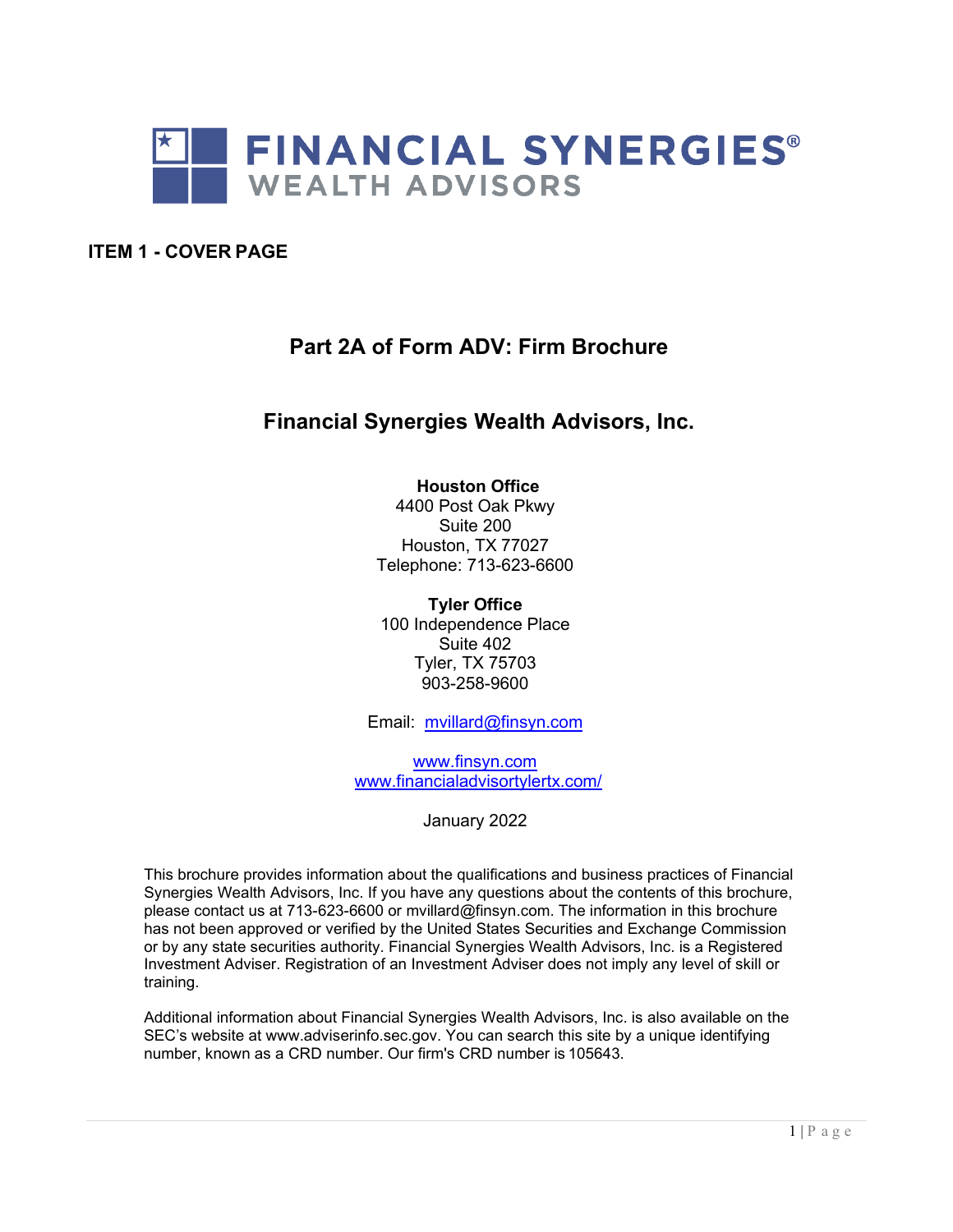FINANCIAL SYNERGIES®
WEALTH ADVISORS

## ITEM 1 - COVER PAGE

# Part 2A of Form ADV: Firm Brochure

## Financial Synergies Wealth Advisors, Inc.

**Houston Office**
4400 Post Oak Pkwy
Suite 200
Houston, TX 77027
Telephone: 713-623-6600

**Tyler Office**
100 Independence Place
Suite 402
Tyler, TX 75703
903-258-9600

Email: mvillard@finsyn.com

www.finsyn.com
www.financialadvisortylertx.com/

January 2022

This brochure provides information about the qualifications and business practices of Financial Synergies Wealth Advisors, Inc. If you have any questions about the contents of this brochure, please contact us at 713-623-6600 or mvillard@finsyn.com. The information in this brochure has not been approved or verified by the United States Securities and Exchange Commission or by any state securities authority. Financial Synergies Wealth Advisors, Inc. is a Registered Investment Adviser. Registration of an Investment Adviser does not imply any level of skill or training.

Additional information about Financial Synergies Wealth Advisors, Inc. is also available on the SEC's website at www.adviserinfo.sec.gov. You can search this site by a unique identifying number, known as a CRD number. Our firm's CRD number is 105643.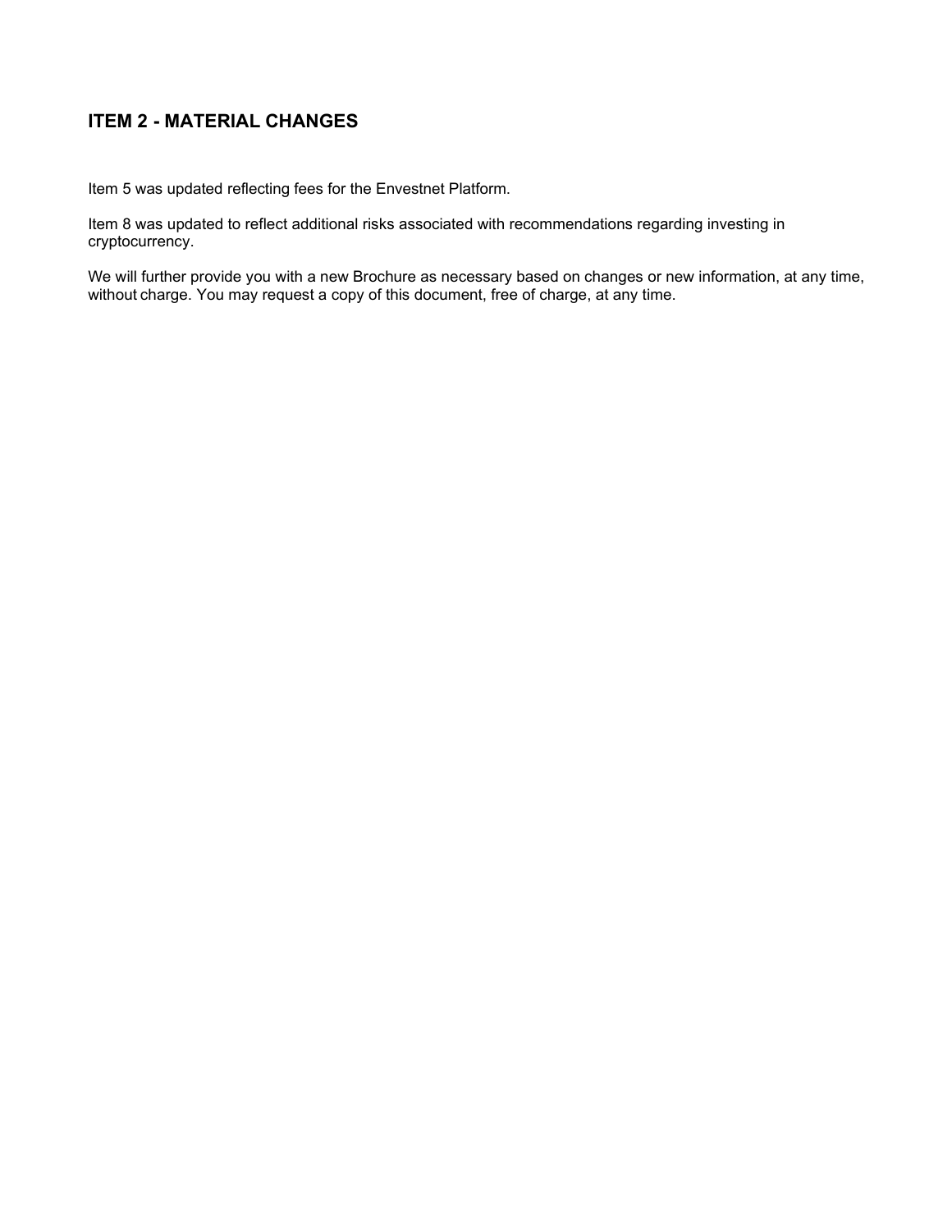## ITEM 2 - MATERIAL CHANGES

Item 5 was updated reflecting fees for the Envestnet Platform.

Item 8 was updated to reflect additional risks associated with recommendations regarding investing in cryptocurrency.

We will further provide you with a new Brochure as necessary based on changes or new information, at any time, without charge. You may request a copy of this document, free of charge, at any time.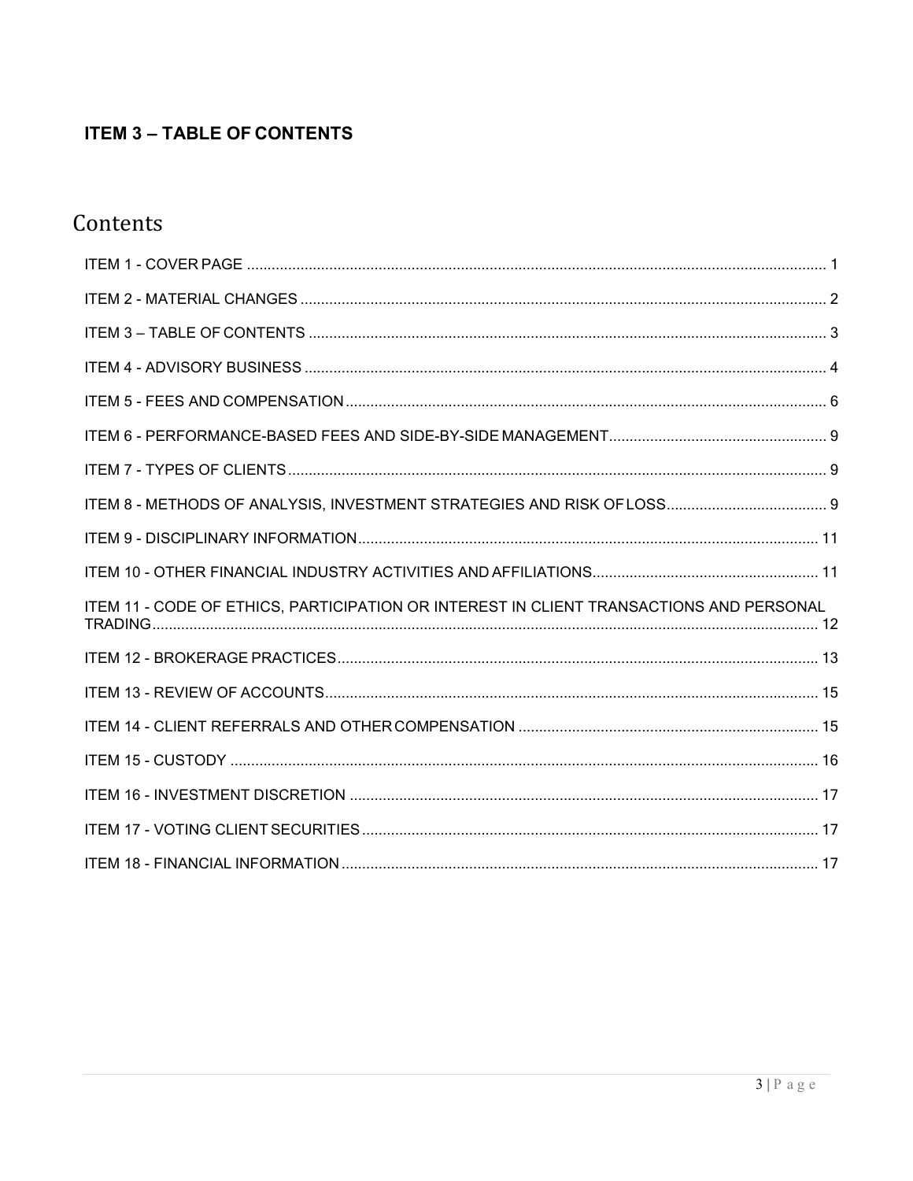## ITEM 3 – TABLE OF CONTENTS

# Contents

ITEM 1 - COVER PAGE ..... 1

ITEM 2 - MATERIAL CHANGES ..... 2

ITEM 3 – TABLE OF CONTENTS ..... 3

ITEM 4 - ADVISORY BUSINESS ..... 4

ITEM 5 - FEES AND COMPENSATION ..... 6

ITEM 6 - PERFORMANCE-BASED FEES AND SIDE-BY-SIDE MANAGEMENT ..... 9

ITEM 7 - TYPES OF CLIENTS ..... 9

ITEM 8 - METHODS OF ANALYSIS, INVESTMENT STRATEGIES AND RISK OF LOSS ..... 9

ITEM 9 - DISCIPLINARY INFORMATION ..... 11

ITEM 10 - OTHER FINANCIAL INDUSTRY ACTIVITIES AND AFFILIATIONS ..... 11

ITEM 11 - CODE OF ETHICS, PARTICIPATION OR INTEREST IN CLIENT TRANSACTIONS AND PERSONAL TRADING ..... 12

ITEM 12 - BROKERAGE PRACTICES ..... 13

ITEM 13 - REVIEW OF ACCOUNTS ..... 15

ITEM 14 - CLIENT REFERRALS AND OTHER COMPENSATION ..... 15

ITEM 15 - CUSTODY ..... 16

ITEM 16 - INVESTMENT DISCRETION ..... 17

ITEM 17 - VOTING CLIENT SECURITIES ..... 17

ITEM 18 - FINANCIAL INFORMATION ..... 17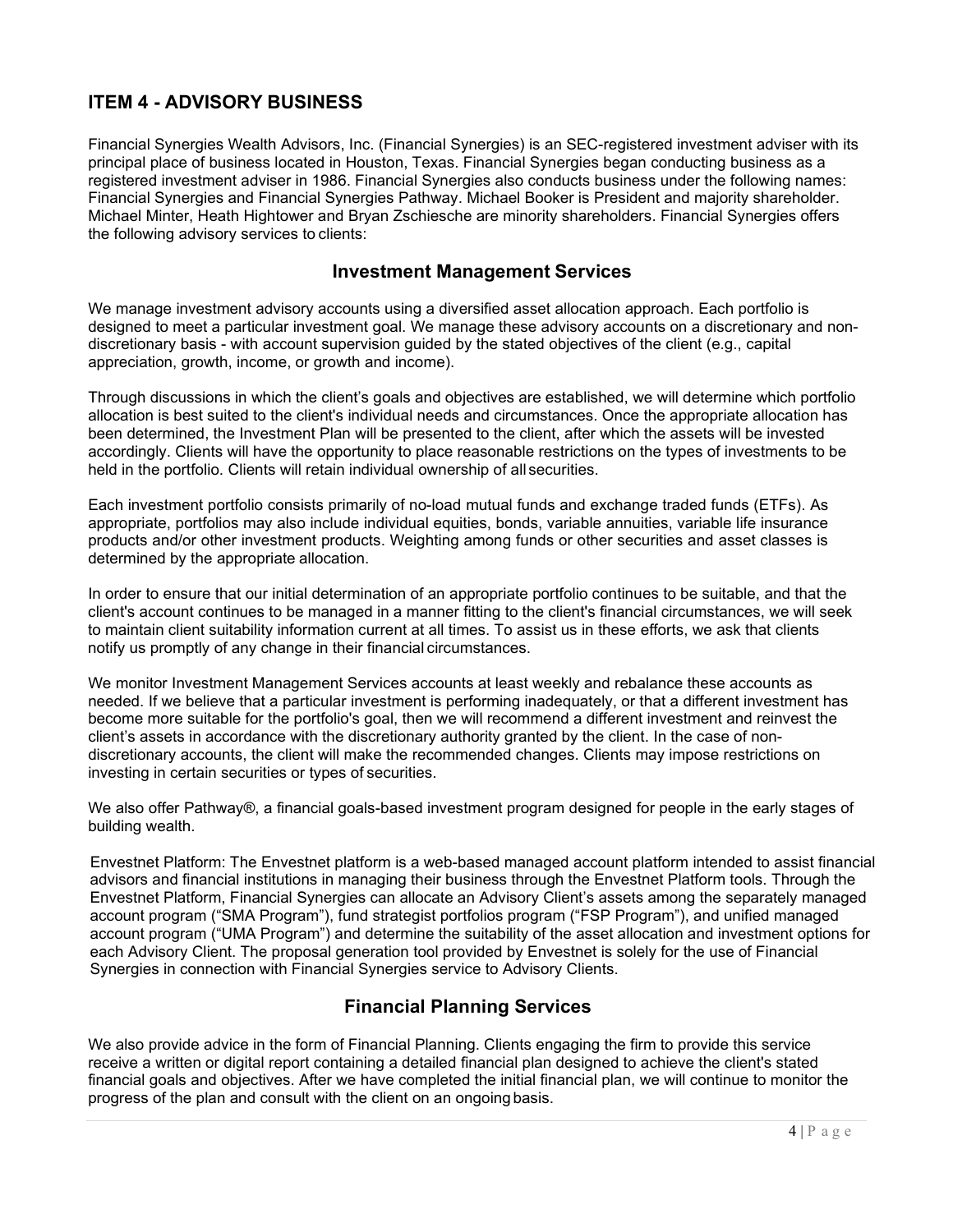## ITEM 4 - ADVISORY BUSINESS

Financial Synergies Wealth Advisors, Inc. (Financial Synergies) is an SEC-registered investment adviser with its principal place of business located in Houston, Texas. Financial Synergies began conducting business as a registered investment adviser in 1986. Financial Synergies also conducts business under the following names: Financial Synergies and Financial Synergies Pathway. Michael Booker is President and majority shareholder. Michael Minter, Heath Hightower and Bryan Zschiesche are minority shareholders. Financial Synergies offers the following advisory services to clients:

### Investment Management Services

We manage investment advisory accounts using a diversified asset allocation approach. Each portfolio is designed to meet a particular investment goal. We manage these advisory accounts on a discretionary and non-discretionary basis - with account supervision guided by the stated objectives of the client (e.g., capital appreciation, growth, income, or growth and income).

Through discussions in which the client's goals and objectives are established, we will determine which portfolio allocation is best suited to the client's individual needs and circumstances. Once the appropriate allocation has been determined, the Investment Plan will be presented to the client, after which the assets will be invested accordingly. Clients will have the opportunity to place reasonable restrictions on the types of investments to be held in the portfolio. Clients will retain individual ownership of all securities.

Each investment portfolio consists primarily of no-load mutual funds and exchange traded funds (ETFs). As appropriate, portfolios may also include individual equities, bonds, variable annuities, variable life insurance products and/or other investment products. Weighting among funds or other securities and asset classes is determined by the appropriate allocation.

In order to ensure that our initial determination of an appropriate portfolio continues to be suitable, and that the client's account continues to be managed in a manner fitting to the client's financial circumstances, we will seek to maintain client suitability information current at all times. To assist us in these efforts, we ask that clients notify us promptly of any change in their financial circumstances.

We monitor Investment Management Services accounts at least weekly and rebalance these accounts as needed. If we believe that a particular investment is performing inadequately, or that a different investment has become more suitable for the portfolio's goal, then we will recommend a different investment and reinvest the client's assets in accordance with the discretionary authority granted by the client. In the case of non-discretionary accounts, the client will make the recommended changes. Clients may impose restrictions on investing in certain securities or types of securities.

We also offer Pathway®, a financial goals-based investment program designed for people in the early stages of building wealth.

Envestnet Platform: The Envestnet platform is a web-based managed account platform intended to assist financial advisors and financial institutions in managing their business through the Envestnet Platform tools. Through the Envestnet Platform, Financial Synergies can allocate an Advisory Client's assets among the separately managed account program ("SMA Program"), fund strategist portfolios program ("FSP Program"), and unified managed account program ("UMA Program") and determine the suitability of the asset allocation and investment options for each Advisory Client. The proposal generation tool provided by Envestnet is solely for the use of Financial Synergies in connection with Financial Synergies service to Advisory Clients.

### Financial Planning Services

We also provide advice in the form of Financial Planning. Clients engaging the firm to provide this service receive a written or digital report containing a detailed financial plan designed to achieve the client's stated financial goals and objectives. After we have completed the initial financial plan, we will continue to monitor the progress of the plan and consult with the client on an ongoing basis.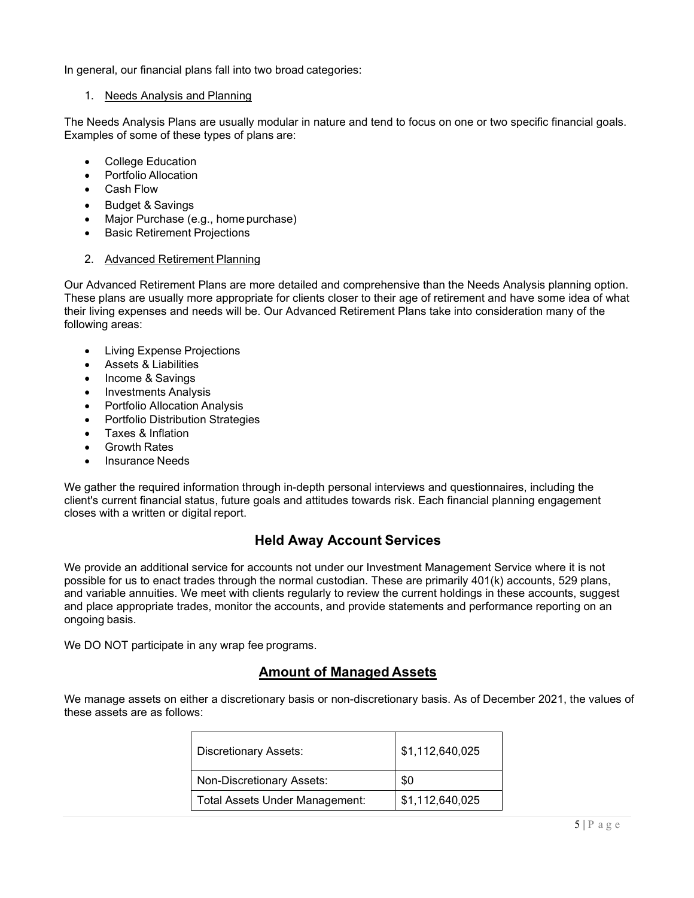In general, our financial plans fall into two broad categories:

1. Needs Analysis and Planning

The Needs Analysis Plans are usually modular in nature and tend to focus on one or two specific financial goals. Examples of some of these types of plans are:

- College Education
- Portfolio Allocation
- Cash Flow
- Budget & Savings
- Major Purchase (e.g., home purchase)
- Basic Retirement Projections

2. Advanced Retirement Planning

Our Advanced Retirement Plans are more detailed and comprehensive than the Needs Analysis planning option. These plans are usually more appropriate for clients closer to their age of retirement and have some idea of what their living expenses and needs will be. Our Advanced Retirement Plans take into consideration many of the following areas:

- Living Expense Projections
- Assets & Liabilities
- Income & Savings
- Investments Analysis
- Portfolio Allocation Analysis
- Portfolio Distribution Strategies
- Taxes & Inflation
- Growth Rates
- Insurance Needs

We gather the required information through in-depth personal interviews and questionnaires, including the client's current financial status, future goals and attitudes towards risk. Each financial planning engagement closes with a written or digital report.

## Held Away Account Services

We provide an additional service for accounts not under our Investment Management Service where it is not possible for us to enact trades through the normal custodian. These are primarily 401(k) accounts, 529 plans, and variable annuities. We meet with clients regularly to review the current holdings in these accounts, suggest and place appropriate trades, monitor the accounts, and provide statements and performance reporting on an ongoing basis.

We DO NOT participate in any wrap fee programs.

## Amount of Managed Assets

We manage assets on either a discretionary basis or non-discretionary basis. As of December 2021, the values of these assets are as follows:

| | |
|---|---|
| Discretionary Assets: | $1,112,640,025 |
| Non-Discretionary Assets: | $0 |
| Total Assets Under Management: | $1,112,640,025 |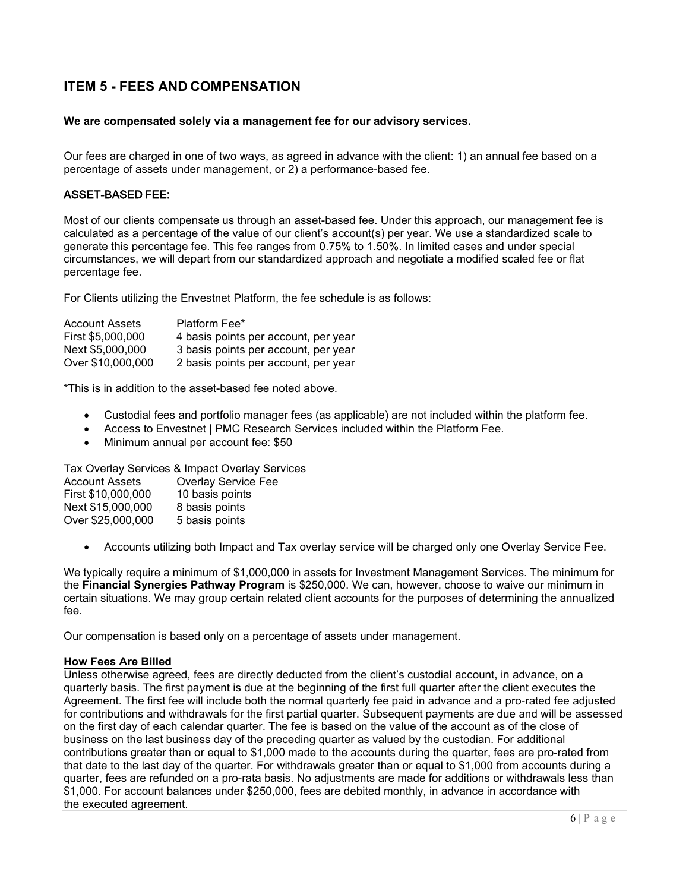## ITEM 5 - FEES AND COMPENSATION

**We are compensated solely via a management fee for our advisory services.**

Our fees are charged in one of two ways, as agreed in advance with the client: 1) an annual fee based on a percentage of assets under management, or 2) a performance-based fee.

### ASSET-BASED FEE:

Most of our clients compensate us through an asset-based fee. Under this approach, our management fee is calculated as a percentage of the value of our client's account(s) per year. We use a standardized scale to generate this percentage fee. This fee ranges from 0.75% to 1.50%. In limited cases and under special circumstances, we will depart from our standardized approach and negotiate a modified scaled fee or flat percentage fee.

For Clients utilizing the Envestnet Platform, the fee schedule is as follows:

| Account Assets | Platform Fee* |
|---|---|
| First $5,000,000 | 4 basis points per account, per year |
| Next $5,000,000 | 3 basis points per account, per year |
| Over $10,000,000 | 2 basis points per account, per year |

*This is in addition to the asset-based fee noted above.

- Custodial fees and portfolio manager fees (as applicable) are not included within the platform fee.
- Access to Envestnet | PMC Research Services included within the Platform Fee.
- Minimum annual per account fee: $50

Tax Overlay Services & Impact Overlay Services

| Account Assets | Overlay Service Fee |
|---|---|
| First $10,000,000 | 10 basis points |
| Next $15,000,000 | 8 basis points |
| Over $25,000,000 | 5 basis points |

- Accounts utilizing both Impact and Tax overlay service will be charged only one Overlay Service Fee.

We typically require a minimum of $1,000,000 in assets for Investment Management Services. The minimum for the **Financial Synergies Pathway Program** is $250,000. We can, however, choose to waive our minimum in certain situations. We may group certain related client accounts for the purposes of determining the annualized fee.

Our compensation is based only on a percentage of assets under management.

**How Fees Are Billed**

Unless otherwise agreed, fees are directly deducted from the client's custodial account, in advance, on a quarterly basis. The first payment is due at the beginning of the first full quarter after the client executes the Agreement. The first fee will include both the normal quarterly fee paid in advance and a pro-rated fee adjusted for contributions and withdrawals for the first partial quarter. Subsequent payments are due and will be assessed on the first day of each calendar quarter. The fee is based on the value of the account as of the close of business on the last business day of the preceding quarter as valued by the custodian. For additional contributions greater than or equal to $1,000 made to the accounts during the quarter, fees are pro-rated from that date to the last day of the quarter. For withdrawals greater than or equal to $1,000 from accounts during a quarter, fees are refunded on a pro-rata basis. No adjustments are made for additions or withdrawals less than $1,000. For account balances under $250,000, fees are debited monthly, in advance in accordance with the executed agreement.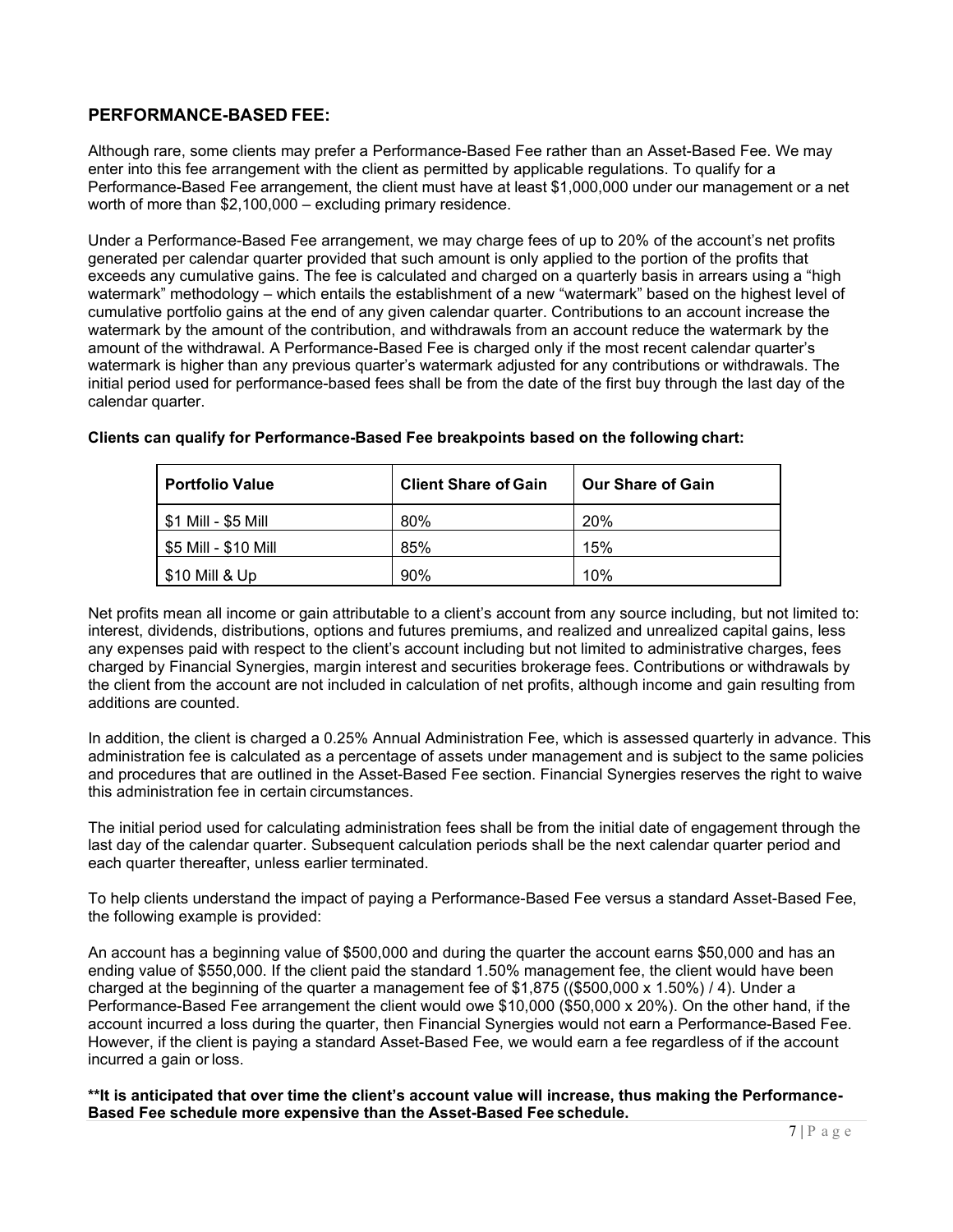## PERFORMANCE-BASED FEE:

Although rare, some clients may prefer a Performance-Based Fee rather than an Asset-Based Fee. We may enter into this fee arrangement with the client as permitted by applicable regulations. To qualify for a Performance-Based Fee arrangement, the client must have at least $1,000,000 under our management or a net worth of more than $2,100,000 – excluding primary residence.

Under a Performance-Based Fee arrangement, we may charge fees of up to 20% of the account's net profits generated per calendar quarter provided that such amount is only applied to the portion of the profits that exceeds any cumulative gains. The fee is calculated and charged on a quarterly basis in arrears using a "high watermark" methodology – which entails the establishment of a new "watermark" based on the highest level of cumulative portfolio gains at the end of any given calendar quarter. Contributions to an account increase the watermark by the amount of the contribution, and withdrawals from an account reduce the watermark by the amount of the withdrawal. A Performance-Based Fee is charged only if the most recent calendar quarter's watermark is higher than any previous quarter's watermark adjusted for any contributions or withdrawals. The initial period used for performance-based fees shall be from the date of the first buy through the last day of the calendar quarter.

**Clients can qualify for Performance-Based Fee breakpoints based on the following chart:**

| Portfolio Value | Client Share of Gain | Our Share of Gain |
|---|---|---|
| $1 Mill - $5 Mill | 80% | 20% |
| $5 Mill - $10 Mill | 85% | 15% |
| $10 Mill & Up | 90% | 10% |

Net profits mean all income or gain attributable to a client's account from any source including, but not limited to: interest, dividends, distributions, options and futures premiums, and realized and unrealized capital gains, less any expenses paid with respect to the client's account including but not limited to administrative charges, fees charged by Financial Synergies, margin interest and securities brokerage fees. Contributions or withdrawals by the client from the account are not included in calculation of net profits, although income and gain resulting from additions are counted.

In addition, the client is charged a 0.25% Annual Administration Fee, which is assessed quarterly in advance. This administration fee is calculated as a percentage of assets under management and is subject to the same policies and procedures that are outlined in the Asset-Based Fee section. Financial Synergies reserves the right to waive this administration fee in certain circumstances.

The initial period used for calculating administration fees shall be from the initial date of engagement through the last day of the calendar quarter. Subsequent calculation periods shall be the next calendar quarter period and each quarter thereafter, unless earlier terminated.

To help clients understand the impact of paying a Performance-Based Fee versus a standard Asset-Based Fee, the following example is provided:

An account has a beginning value of $500,000 and during the quarter the account earns $50,000 and has an ending value of $550,000. If the client paid the standard 1.50% management fee, the client would have been charged at the beginning of the quarter a management fee of $1,875 (($500,000 x 1.50%) / 4). Under a Performance-Based Fee arrangement the client would owe $10,000 ($50,000 x 20%). On the other hand, if the account incurred a loss during the quarter, then Financial Synergies would not earn a Performance-Based Fee. However, if the client is paying a standard Asset-Based Fee, we would earn a fee regardless of if the account incurred a gain or loss.

**\*\*It is anticipated that over time the client's account value will increase, thus making the Performance-Based Fee schedule more expensive than the Asset-Based Fee schedule.**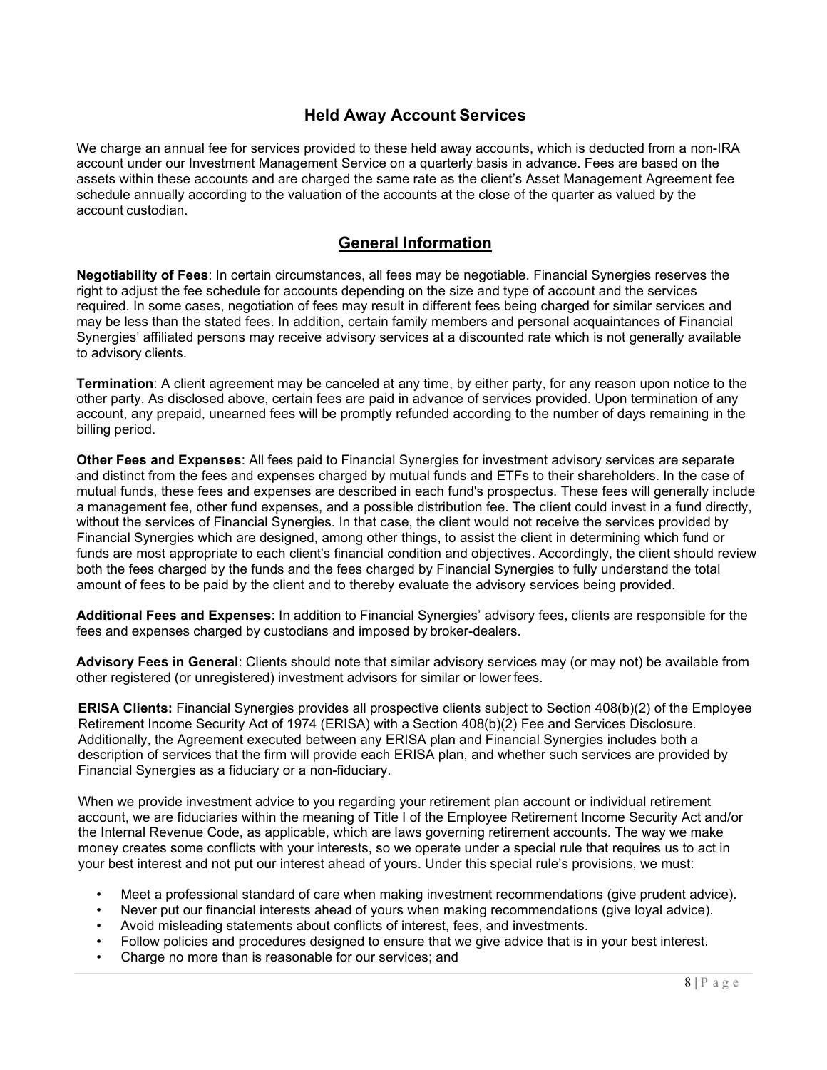## Held Away Account Services

We charge an annual fee for services provided to these held away accounts, which is deducted from a non-IRA account under our Investment Management Service on a quarterly basis in advance. Fees are based on the assets within these accounts and are charged the same rate as the client's Asset Management Agreement fee schedule annually according to the valuation of the accounts at the close of the quarter as valued by the account custodian.

## General Information

**Negotiability of Fees**: In certain circumstances, all fees may be negotiable. Financial Synergies reserves the right to adjust the fee schedule for accounts depending on the size and type of account and the services required. In some cases, negotiation of fees may result in different fees being charged for similar services and may be less than the stated fees. In addition, certain family members and personal acquaintances of Financial Synergies' affiliated persons may receive advisory services at a discounted rate which is not generally available to advisory clients.

**Termination**: A client agreement may be canceled at any time, by either party, for any reason upon notice to the other party. As disclosed above, certain fees are paid in advance of services provided. Upon termination of any account, any prepaid, unearned fees will be promptly refunded according to the number of days remaining in the billing period.

**Other Fees and Expenses**: All fees paid to Financial Synergies for investment advisory services are separate and distinct from the fees and expenses charged by mutual funds and ETFs to their shareholders. In the case of mutual funds, these fees and expenses are described in each fund's prospectus. These fees will generally include a management fee, other fund expenses, and a possible distribution fee. The client could invest in a fund directly, without the services of Financial Synergies. In that case, the client would not receive the services provided by Financial Synergies which are designed, among other things, to assist the client in determining which fund or funds are most appropriate to each client's financial condition and objectives. Accordingly, the client should review both the fees charged by the funds and the fees charged by Financial Synergies to fully understand the total amount of fees to be paid by the client and to thereby evaluate the advisory services being provided.

**Additional Fees and Expenses**: In addition to Financial Synergies' advisory fees, clients are responsible for the fees and expenses charged by custodians and imposed by broker-dealers.

**Advisory Fees in General**: Clients should note that similar advisory services may (or may not) be available from other registered (or unregistered) investment advisors for similar or lower fees.

**ERISA Clients:** Financial Synergies provides all prospective clients subject to Section 408(b)(2) of the Employee Retirement Income Security Act of 1974 (ERISA) with a Section 408(b)(2) Fee and Services Disclosure. Additionally, the Agreement executed between any ERISA plan and Financial Synergies includes both a description of services that the firm will provide each ERISA plan, and whether such services are provided by Financial Synergies as a fiduciary or a non-fiduciary.

When we provide investment advice to you regarding your retirement plan account or individual retirement account, we are fiduciaries within the meaning of Title I of the Employee Retirement Income Security Act and/or the Internal Revenue Code, as applicable, which are laws governing retirement accounts. The way we make money creates some conflicts with your interests, so we operate under a special rule that requires us to act in your best interest and not put our interest ahead of yours. Under this special rule's provisions, we must:

- Meet a professional standard of care when making investment recommendations (give prudent advice).
- Never put our financial interests ahead of yours when making recommendations (give loyal advice).
- Avoid misleading statements about conflicts of interest, fees, and investments.
- Follow policies and procedures designed to ensure that we give advice that is in your best interest.
- Charge no more than is reasonable for our services; and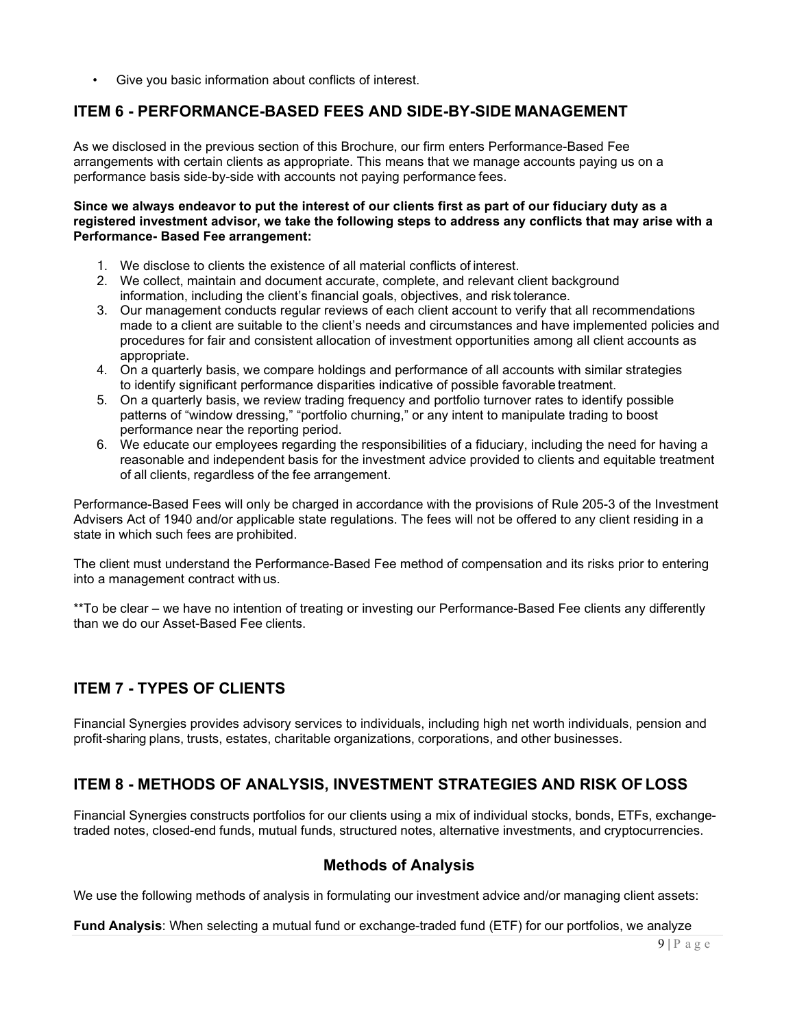- Give you basic information about conflicts of interest.

## ITEM 6 - PERFORMANCE-BASED FEES AND SIDE-BY-SIDE MANAGEMENT

As we disclosed in the previous section of this Brochure, our firm enters Performance-Based Fee arrangements with certain clients as appropriate. This means that we manage accounts paying us on a performance basis side-by-side with accounts not paying performance fees.

**Since we always endeavor to put the interest of our clients first as part of our fiduciary duty as a registered investment advisor, we take the following steps to address any conflicts that may arise with a Performance- Based Fee arrangement:**

1. We disclose to clients the existence of all material conflicts of interest.
2. We collect, maintain and document accurate, complete, and relevant client background information, including the client's financial goals, objectives, and risk tolerance.
3. Our management conducts regular reviews of each client account to verify that all recommendations made to a client are suitable to the client's needs and circumstances and have implemented policies and procedures for fair and consistent allocation of investment opportunities among all client accounts as appropriate.
4. On a quarterly basis, we compare holdings and performance of all accounts with similar strategies to identify significant performance disparities indicative of possible favorable treatment.
5. On a quarterly basis, we review trading frequency and portfolio turnover rates to identify possible patterns of "window dressing," "portfolio churning," or any intent to manipulate trading to boost performance near the reporting period.
6. We educate our employees regarding the responsibilities of a fiduciary, including the need for having a reasonable and independent basis for the investment advice provided to clients and equitable treatment of all clients, regardless of the fee arrangement.

Performance-Based Fees will only be charged in accordance with the provisions of Rule 205-3 of the Investment Advisers Act of 1940 and/or applicable state regulations. The fees will not be offered to any client residing in a state in which such fees are prohibited.

The client must understand the Performance-Based Fee method of compensation and its risks prior to entering into a management contract with us.

**To be clear – we have no intention of treating or investing our Performance-Based Fee clients any differently than we do our Asset-Based Fee clients.

## ITEM 7 - TYPES OF CLIENTS

Financial Synergies provides advisory services to individuals, including high net worth individuals, pension and profit-sharing plans, trusts, estates, charitable organizations, corporations, and other businesses.

## ITEM 8 - METHODS OF ANALYSIS, INVESTMENT STRATEGIES AND RISK OF LOSS

Financial Synergies constructs portfolios for our clients using a mix of individual stocks, bonds, ETFs, exchange-traded notes, closed-end funds, mutual funds, structured notes, alternative investments, and cryptocurrencies.

### Methods of Analysis

We use the following methods of analysis in formulating our investment advice and/or managing client assets:

**Fund Analysis**: When selecting a mutual fund or exchange-traded fund (ETF) for our portfolios, we analyze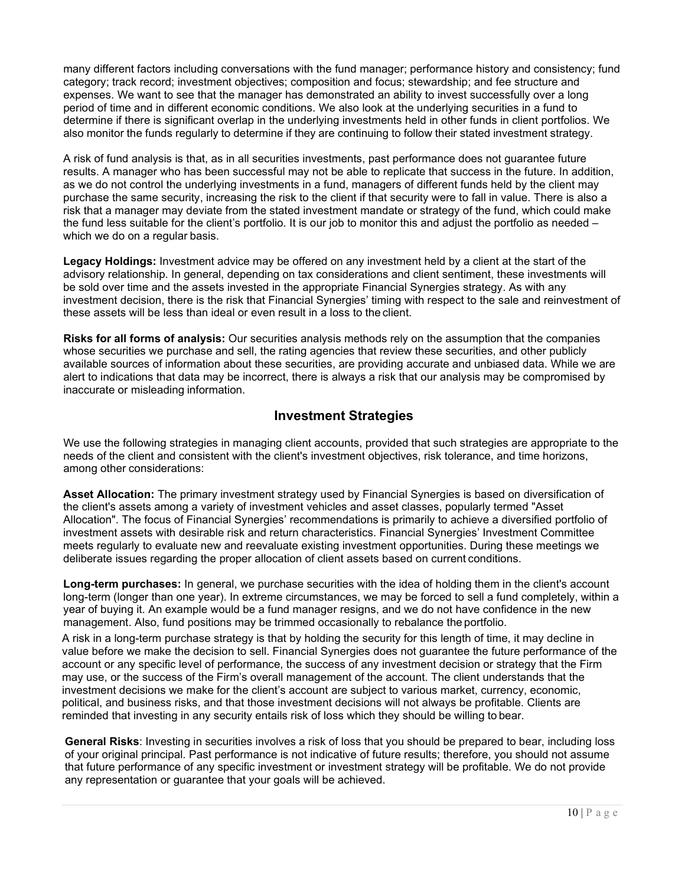many different factors including conversations with the fund manager; performance history and consistency; fund category; track record; investment objectives; composition and focus; stewardship; and fee structure and expenses. We want to see that the manager has demonstrated an ability to invest successfully over a long period of time and in different economic conditions. We also look at the underlying securities in a fund to determine if there is significant overlap in the underlying investments held in other funds in client portfolios. We also monitor the funds regularly to determine if they are continuing to follow their stated investment strategy.

A risk of fund analysis is that, as in all securities investments, past performance does not guarantee future results. A manager who has been successful may not be able to replicate that success in the future. In addition, as we do not control the underlying investments in a fund, managers of different funds held by the client may purchase the same security, increasing the risk to the client if that security were to fall in value. There is also a risk that a manager may deviate from the stated investment mandate or strategy of the fund, which could make the fund less suitable for the client's portfolio. It is our job to monitor this and adjust the portfolio as needed – which we do on a regular basis.

**Legacy Holdings:** Investment advice may be offered on any investment held by a client at the start of the advisory relationship. In general, depending on tax considerations and client sentiment, these investments will be sold over time and the assets invested in the appropriate Financial Synergies strategy. As with any investment decision, there is the risk that Financial Synergies' timing with respect to the sale and reinvestment of these assets will be less than ideal or even result in a loss to the client.

**Risks for all forms of analysis:** Our securities analysis methods rely on the assumption that the companies whose securities we purchase and sell, the rating agencies that review these securities, and other publicly available sources of information about these securities, are providing accurate and unbiased data. While we are alert to indications that data may be incorrect, there is always a risk that our analysis may be compromised by inaccurate or misleading information.

## Investment Strategies

We use the following strategies in managing client accounts, provided that such strategies are appropriate to the needs of the client and consistent with the client's investment objectives, risk tolerance, and time horizons, among other considerations:

**Asset Allocation:** The primary investment strategy used by Financial Synergies is based on diversification of the client's assets among a variety of investment vehicles and asset classes, popularly termed "Asset Allocation". The focus of Financial Synergies' recommendations is primarily to achieve a diversified portfolio of investment assets with desirable risk and return characteristics. Financial Synergies' Investment Committee meets regularly to evaluate new and reevaluate existing investment opportunities. During these meetings we deliberate issues regarding the proper allocation of client assets based on current conditions.

**Long-term purchases:** In general, we purchase securities with the idea of holding them in the client's account long-term (longer than one year). In extreme circumstances, we may be forced to sell a fund completely, within a year of buying it. An example would be a fund manager resigns, and we do not have confidence in the new management. Also, fund positions may be trimmed occasionally to rebalance the portfolio.

A risk in a long-term purchase strategy is that by holding the security for this length of time, it may decline in value before we make the decision to sell. Financial Synergies does not guarantee the future performance of the account or any specific level of performance, the success of any investment decision or strategy that the Firm may use, or the success of the Firm's overall management of the account. The client understands that the investment decisions we make for the client's account are subject to various market, currency, economic, political, and business risks, and that those investment decisions will not always be profitable. Clients are reminded that investing in any security entails risk of loss which they should be willing to bear.

**General Risks**: Investing in securities involves a risk of loss that you should be prepared to bear, including loss of your original principal. Past performance is not indicative of future results; therefore, you should not assume that future performance of any specific investment or investment strategy will be profitable. We do not provide any representation or guarantee that your goals will be achieved.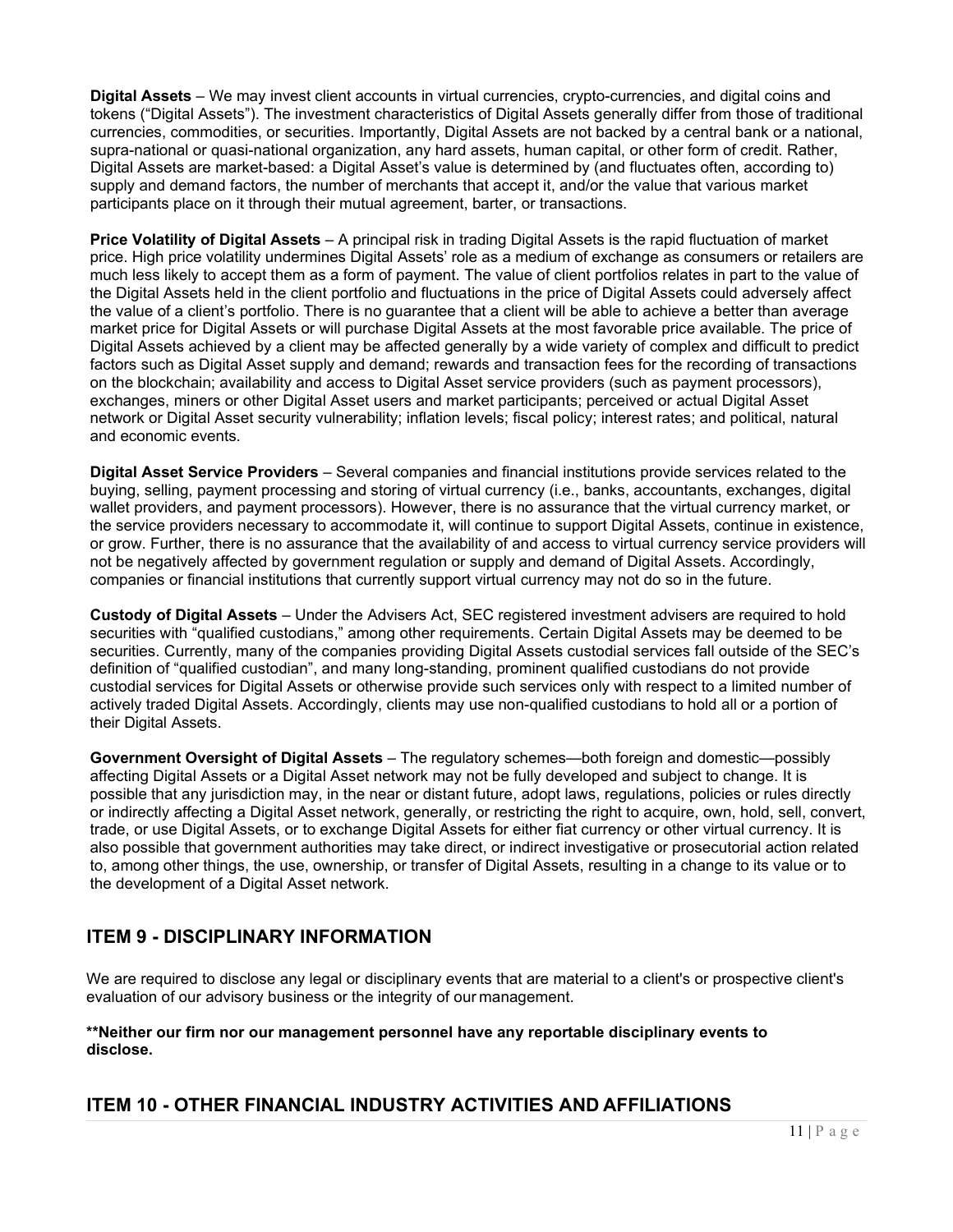**Digital Assets** – We may invest client accounts in virtual currencies, crypto-currencies, and digital coins and tokens ("Digital Assets"). The investment characteristics of Digital Assets generally differ from those of traditional currencies, commodities, or securities. Importantly, Digital Assets are not backed by a central bank or a national, supra-national or quasi-national organization, any hard assets, human capital, or other form of credit. Rather, Digital Assets are market-based: a Digital Asset's value is determined by (and fluctuates often, according to) supply and demand factors, the number of merchants that accept it, and/or the value that various market participants place on it through their mutual agreement, barter, or transactions.

**Price Volatility of Digital Assets** – A principal risk in trading Digital Assets is the rapid fluctuation of market price. High price volatility undermines Digital Assets' role as a medium of exchange as consumers or retailers are much less likely to accept them as a form of payment. The value of client portfolios relates in part to the value of the Digital Assets held in the client portfolio and fluctuations in the price of Digital Assets could adversely affect the value of a client's portfolio. There is no guarantee that a client will be able to achieve a better than average market price for Digital Assets or will purchase Digital Assets at the most favorable price available. The price of Digital Assets achieved by a client may be affected generally by a wide variety of complex and difficult to predict factors such as Digital Asset supply and demand; rewards and transaction fees for the recording of transactions on the blockchain; availability and access to Digital Asset service providers (such as payment processors), exchanges, miners or other Digital Asset users and market participants; perceived or actual Digital Asset network or Digital Asset security vulnerability; inflation levels; fiscal policy; interest rates; and political, natural and economic events.

**Digital Asset Service Providers** – Several companies and financial institutions provide services related to the buying, selling, payment processing and storing of virtual currency (i.e., banks, accountants, exchanges, digital wallet providers, and payment processors). However, there is no assurance that the virtual currency market, or the service providers necessary to accommodate it, will continue to support Digital Assets, continue in existence, or grow. Further, there is no assurance that the availability of and access to virtual currency service providers will not be negatively affected by government regulation or supply and demand of Digital Assets. Accordingly, companies or financial institutions that currently support virtual currency may not do so in the future.

**Custody of Digital Assets** – Under the Advisers Act, SEC registered investment advisers are required to hold securities with "qualified custodians," among other requirements. Certain Digital Assets may be deemed to be securities. Currently, many of the companies providing Digital Assets custodial services fall outside of the SEC's definition of "qualified custodian", and many long-standing, prominent qualified custodians do not provide custodial services for Digital Assets or otherwise provide such services only with respect to a limited number of actively traded Digital Assets. Accordingly, clients may use non-qualified custodians to hold all or a portion of their Digital Assets.

**Government Oversight of Digital Assets** – The regulatory schemes—both foreign and domestic—possibly affecting Digital Assets or a Digital Asset network may not be fully developed and subject to change. It is possible that any jurisdiction may, in the near or distant future, adopt laws, regulations, policies or rules directly or indirectly affecting a Digital Asset network, generally, or restricting the right to acquire, own, hold, sell, convert, trade, or use Digital Assets, or to exchange Digital Assets for either fiat currency or other virtual currency. It is also possible that government authorities may take direct, or indirect investigative or prosecutorial action related to, among other things, the use, ownership, or transfer of Digital Assets, resulting in a change to its value or to the development of a Digital Asset network.

## ITEM 9 - DISCIPLINARY INFORMATION

We are required to disclose any legal or disciplinary events that are material to a client's or prospective client's evaluation of our advisory business or the integrity of our management.

****Neither our firm nor our management personnel have any reportable disciplinary events to disclose.**

## ITEM 10 - OTHER FINANCIAL INDUSTRY ACTIVITIES AND AFFILIATIONS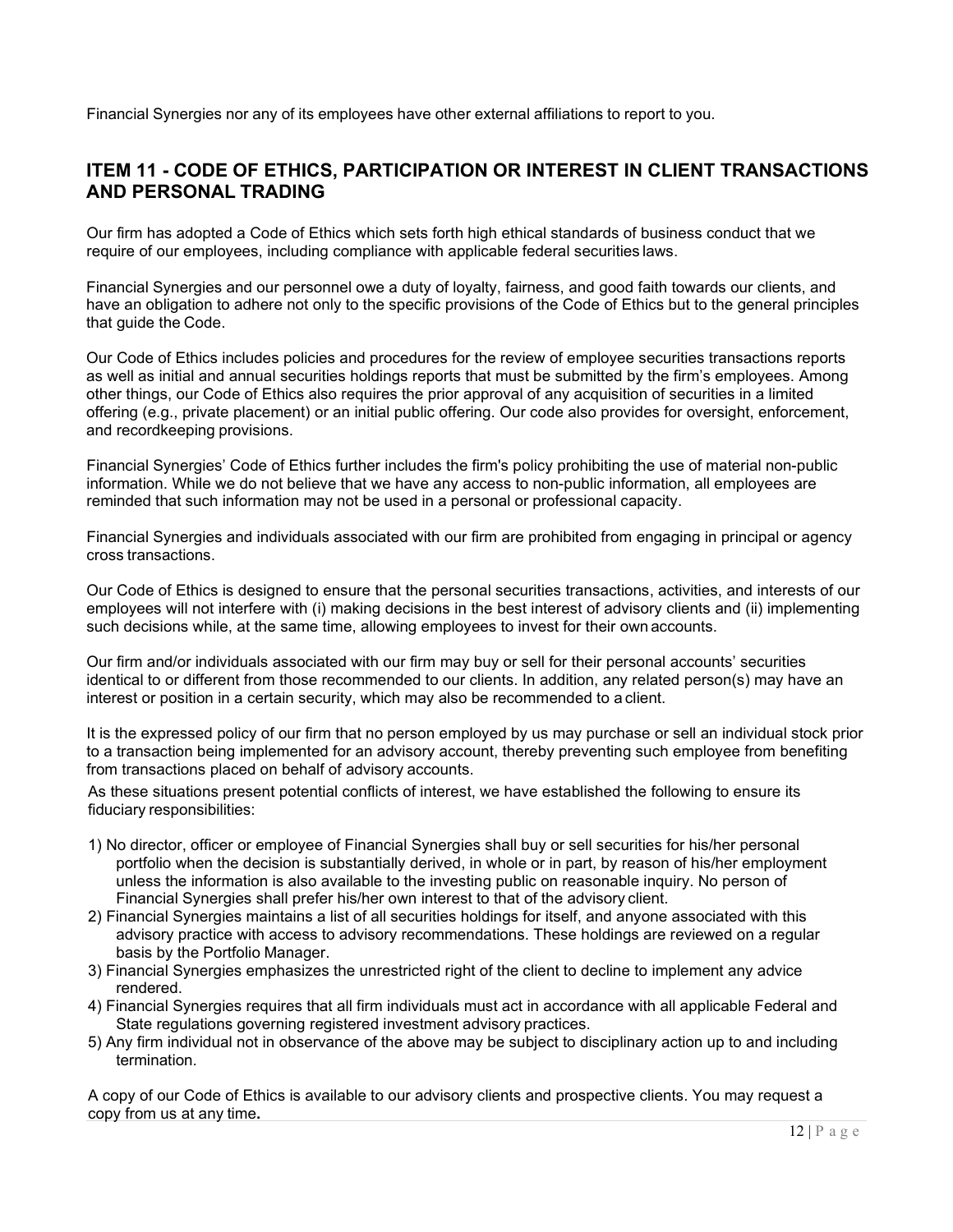Financial Synergies nor any of its employees have other external affiliations to report to you.

## ITEM 11 - CODE OF ETHICS, PARTICIPATION OR INTEREST IN CLIENT TRANSACTIONS AND PERSONAL TRADING

Our firm has adopted a Code of Ethics which sets forth high ethical standards of business conduct that we require of our employees, including compliance with applicable federal securities laws.

Financial Synergies and our personnel owe a duty of loyalty, fairness, and good faith towards our clients, and have an obligation to adhere not only to the specific provisions of the Code of Ethics but to the general principles that guide the Code.

Our Code of Ethics includes policies and procedures for the review of employee securities transactions reports as well as initial and annual securities holdings reports that must be submitted by the firm's employees. Among other things, our Code of Ethics also requires the prior approval of any acquisition of securities in a limited offering (e.g., private placement) or an initial public offering. Our code also provides for oversight, enforcement, and recordkeeping provisions.

Financial Synergies' Code of Ethics further includes the firm's policy prohibiting the use of material non-public information. While we do not believe that we have any access to non-public information, all employees are reminded that such information may not be used in a personal or professional capacity.

Financial Synergies and individuals associated with our firm are prohibited from engaging in principal or agency cross transactions.

Our Code of Ethics is designed to ensure that the personal securities transactions, activities, and interests of our employees will not interfere with (i) making decisions in the best interest of advisory clients and (ii) implementing such decisions while, at the same time, allowing employees to invest for their own accounts.

Our firm and/or individuals associated with our firm may buy or sell for their personal accounts' securities identical to or different from those recommended to our clients. In addition, any related person(s) may have an interest or position in a certain security, which may also be recommended to a client.

It is the expressed policy of our firm that no person employed by us may purchase or sell an individual stock prior to a transaction being implemented for an advisory account, thereby preventing such employee from benefiting from transactions placed on behalf of advisory accounts.

As these situations present potential conflicts of interest, we have established the following to ensure its fiduciary responsibilities:

1) No director, officer or employee of Financial Synergies shall buy or sell securities for his/her personal portfolio when the decision is substantially derived, in whole or in part, by reason of his/her employment unless the information is also available to the investing public on reasonable inquiry. No person of Financial Synergies shall prefer his/her own interest to that of the advisory client.
2) Financial Synergies maintains a list of all securities holdings for itself, and anyone associated with this advisory practice with access to advisory recommendations. These holdings are reviewed on a regular basis by the Portfolio Manager.
3) Financial Synergies emphasizes the unrestricted right of the client to decline to implement any advice rendered.
4) Financial Synergies requires that all firm individuals must act in accordance with all applicable Federal and State regulations governing registered investment advisory practices.
5) Any firm individual not in observance of the above may be subject to disciplinary action up to and including termination.

A copy of our Code of Ethics is available to our advisory clients and prospective clients. You may request a copy from us at any time**.**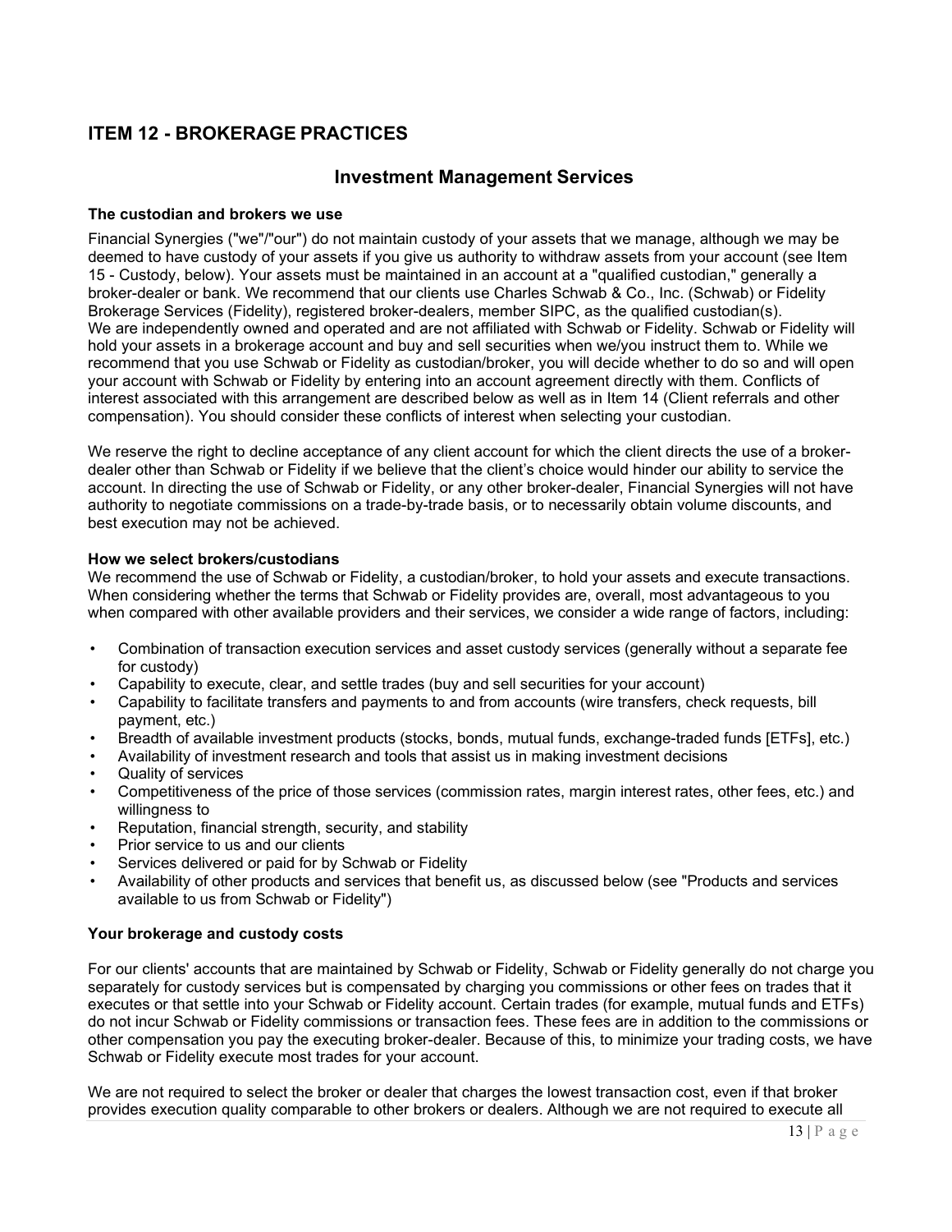## ITEM 12 - BROKERAGE PRACTICES

### Investment Management Services

**The custodian and brokers we use**

Financial Synergies ("we"/"our") do not maintain custody of your assets that we manage, although we may be deemed to have custody of your assets if you give us authority to withdraw assets from your account (see Item 15 - Custody, below). Your assets must be maintained in an account at a "qualified custodian," generally a broker-dealer or bank. We recommend that our clients use Charles Schwab & Co., Inc. (Schwab) or Fidelity Brokerage Services (Fidelity), registered broker-dealers, member SIPC, as the qualified custodian(s). We are independently owned and operated and are not affiliated with Schwab or Fidelity. Schwab or Fidelity will hold your assets in a brokerage account and buy and sell securities when we/you instruct them to. While we recommend that you use Schwab or Fidelity as custodian/broker, you will decide whether to do so and will open your account with Schwab or Fidelity by entering into an account agreement directly with them. Conflicts of interest associated with this arrangement are described below as well as in Item 14 (Client referrals and other compensation). You should consider these conflicts of interest when selecting your custodian.

We reserve the right to decline acceptance of any client account for which the client directs the use of a broker-dealer other than Schwab or Fidelity if we believe that the client's choice would hinder our ability to service the account. In directing the use of Schwab or Fidelity, or any other broker-dealer, Financial Synergies will not have authority to negotiate commissions on a trade-by-trade basis, or to necessarily obtain volume discounts, and best execution may not be achieved.

**How we select brokers/custodians**

We recommend the use of Schwab or Fidelity, a custodian/broker, to hold your assets and execute transactions. When considering whether the terms that Schwab or Fidelity provides are, overall, most advantageous to you when compared with other available providers and their services, we consider a wide range of factors, including:

- Combination of transaction execution services and asset custody services (generally without a separate fee for custody)
- Capability to execute, clear, and settle trades (buy and sell securities for your account)
- Capability to facilitate transfers and payments to and from accounts (wire transfers, check requests, bill payment, etc.)
- Breadth of available investment products (stocks, bonds, mutual funds, exchange-traded funds [ETFs], etc.)
- Availability of investment research and tools that assist us in making investment decisions
- Quality of services
- Competitiveness of the price of those services (commission rates, margin interest rates, other fees, etc.) and willingness to
- Reputation, financial strength, security, and stability
- Prior service to us and our clients
- Services delivered or paid for by Schwab or Fidelity
- Availability of other products and services that benefit us, as discussed below (see "Products and services available to us from Schwab or Fidelity")

**Your brokerage and custody costs**

For our clients' accounts that are maintained by Schwab or Fidelity, Schwab or Fidelity generally do not charge you separately for custody services but is compensated by charging you commissions or other fees on trades that it executes or that settle into your Schwab or Fidelity account. Certain trades (for example, mutual funds and ETFs) do not incur Schwab or Fidelity commissions or transaction fees. These fees are in addition to the commissions or other compensation you pay the executing broker-dealer. Because of this, to minimize your trading costs, we have Schwab or Fidelity execute most trades for your account.

We are not required to select the broker or dealer that charges the lowest transaction cost, even if that broker provides execution quality comparable to other brokers or dealers. Although we are not required to execute all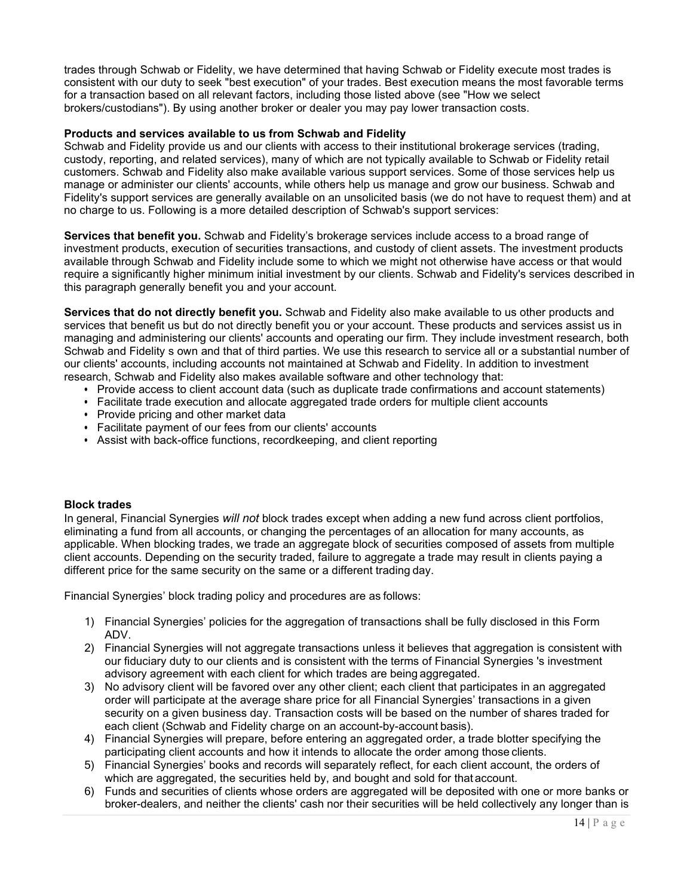trades through Schwab or Fidelity, we have determined that having Schwab or Fidelity execute most trades is consistent with our duty to seek "best execution" of your trades. Best execution means the most favorable terms for a transaction based on all relevant factors, including those listed above (see "How we select brokers/custodians"). By using another broker or dealer you may pay lower transaction costs.

**Products and services available to us from Schwab and Fidelity**

Schwab and Fidelity provide us and our clients with access to their institutional brokerage services (trading, custody, reporting, and related services), many of which are not typically available to Schwab or Fidelity retail customers. Schwab and Fidelity also make available various support services. Some of those services help us manage or administer our clients' accounts, while others help us manage and grow our business. Schwab and Fidelity's support services are generally available on an unsolicited basis (we do not have to request them) and at no charge to us. Following is a more detailed description of Schwab's support services:

**Services that benefit you.** Schwab and Fidelity's brokerage services include access to a broad range of investment products, execution of securities transactions, and custody of client assets. The investment products available through Schwab and Fidelity include some to which we might not otherwise have access or that would require a significantly higher minimum initial investment by our clients. Schwab and Fidelity's services described in this paragraph generally benefit you and your account.

**Services that do not directly benefit you.** Schwab and Fidelity also make available to us other products and services that benefit us but do not directly benefit you or your account. These products and services assist us in managing and administering our clients' accounts and operating our firm. They include investment research, both Schwab and Fidelity s own and that of third parties. We use this research to service all or a substantial number of our clients' accounts, including accounts not maintained at Schwab and Fidelity. In addition to investment research, Schwab and Fidelity also makes available software and other technology that:

- Provide access to client account data (such as duplicate trade confirmations and account statements)
- Facilitate trade execution and allocate aggregated trade orders for multiple client accounts
- Provide pricing and other market data
- Facilitate payment of our fees from our clients' accounts
- Assist with back-office functions, recordkeeping, and client reporting

**Block trades**

In general, Financial Synergies *will not* block trades except when adding a new fund across client portfolios, eliminating a fund from all accounts, or changing the percentages of an allocation for many accounts, as applicable. When blocking trades, we trade an aggregate block of securities composed of assets from multiple client accounts. Depending on the security traded, failure to aggregate a trade may result in clients paying a different price for the same security on the same or a different trading day.

Financial Synergies' block trading policy and procedures are as follows:

1) Financial Synergies' policies for the aggregation of transactions shall be fully disclosed in this Form ADV.
2) Financial Synergies will not aggregate transactions unless it believes that aggregation is consistent with our fiduciary duty to our clients and is consistent with the terms of Financial Synergies 's investment advisory agreement with each client for which trades are being aggregated.
3) No advisory client will be favored over any other client; each client that participates in an aggregated order will participate at the average share price for all Financial Synergies' transactions in a given security on a given business day. Transaction costs will be based on the number of shares traded for each client (Schwab and Fidelity charge on an account-by-account basis).
4) Financial Synergies will prepare, before entering an aggregated order, a trade blotter specifying the participating client accounts and how it intends to allocate the order among those clients.
5) Financial Synergies' books and records will separately reflect, for each client account, the orders of which are aggregated, the securities held by, and bought and sold for that account.
6) Funds and securities of clients whose orders are aggregated will be deposited with one or more banks or broker-dealers, and neither the clients' cash nor their securities will be held collectively any longer than is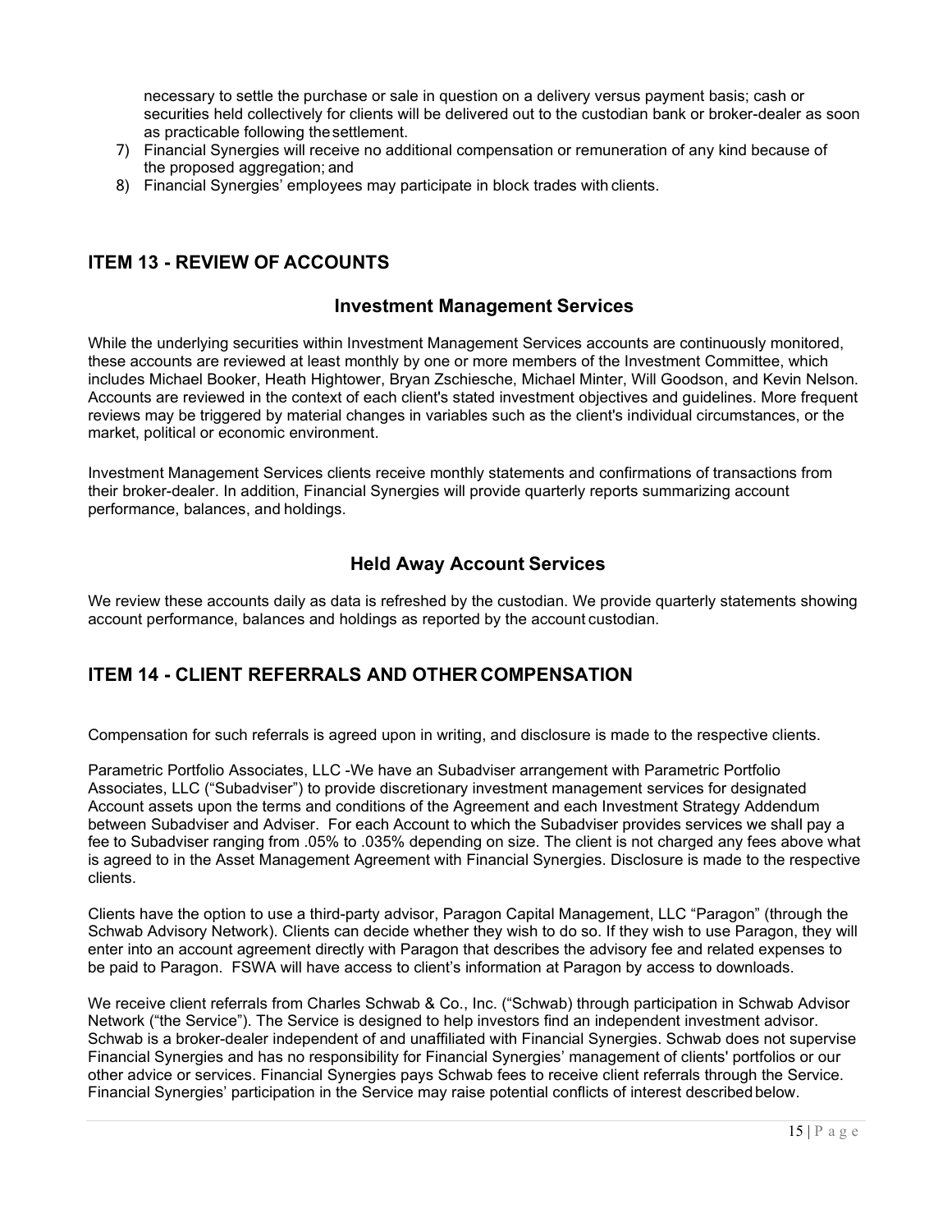necessary to settle the purchase or sale in question on a delivery versus payment basis; cash or securities held collectively for clients will be delivered out to the custodian bank or broker-dealer as soon as practicable following the settlement.

7) Financial Synergies will receive no additional compensation or remuneration of any kind because of the proposed aggregation; and
8) Financial Synergies' employees may participate in block trades with clients.

## ITEM 13 - REVIEW OF ACCOUNTS

### Investment Management Services

While the underlying securities within Investment Management Services accounts are continuously monitored, these accounts are reviewed at least monthly by one or more members of the Investment Committee, which includes Michael Booker, Heath Hightower, Bryan Zschiesche, Michael Minter, Will Goodson, and Kevin Nelson. Accounts are reviewed in the context of each client's stated investment objectives and guidelines. More frequent reviews may be triggered by material changes in variables such as the client's individual circumstances, or the market, political or economic environment.

Investment Management Services clients receive monthly statements and confirmations of transactions from their broker-dealer. In addition, Financial Synergies will provide quarterly reports summarizing account performance, balances, and holdings.

### Held Away Account Services

We review these accounts daily as data is refreshed by the custodian. We provide quarterly statements showing account performance, balances and holdings as reported by the account custodian.

## ITEM 14 - CLIENT REFERRALS AND OTHER COMPENSATION

Compensation for such referrals is agreed upon in writing, and disclosure is made to the respective clients.

Parametric Portfolio Associates, LLC -We have an Subadviser arrangement with Parametric Portfolio Associates, LLC ("Subadviser") to provide discretionary investment management services for designated Account assets upon the terms and conditions of the Agreement and each Investment Strategy Addendum between Subadviser and Adviser. For each Account to which the Subadviser provides services we shall pay a fee to Subadviser ranging from .05% to .035% depending on size. The client is not charged any fees above what is agreed to in the Asset Management Agreement with Financial Synergies. Disclosure is made to the respective clients.

Clients have the option to use a third-party advisor, Paragon Capital Management, LLC "Paragon" (through the Schwab Advisory Network). Clients can decide whether they wish to do so. If they wish to use Paragon, they will enter into an account agreement directly with Paragon that describes the advisory fee and related expenses to be paid to Paragon. FSWA will have access to client's information at Paragon by access to downloads.

We receive client referrals from Charles Schwab & Co., Inc. ("Schwab) through participation in Schwab Advisor Network ("the Service"). The Service is designed to help investors find an independent investment advisor. Schwab is a broker-dealer independent of and unaffiliated with Financial Synergies. Schwab does not supervise Financial Synergies and has no responsibility for Financial Synergies' management of clients' portfolios or our other advice or services. Financial Synergies pays Schwab fees to receive client referrals through the Service. Financial Synergies' participation in the Service may raise potential conflicts of interest described below.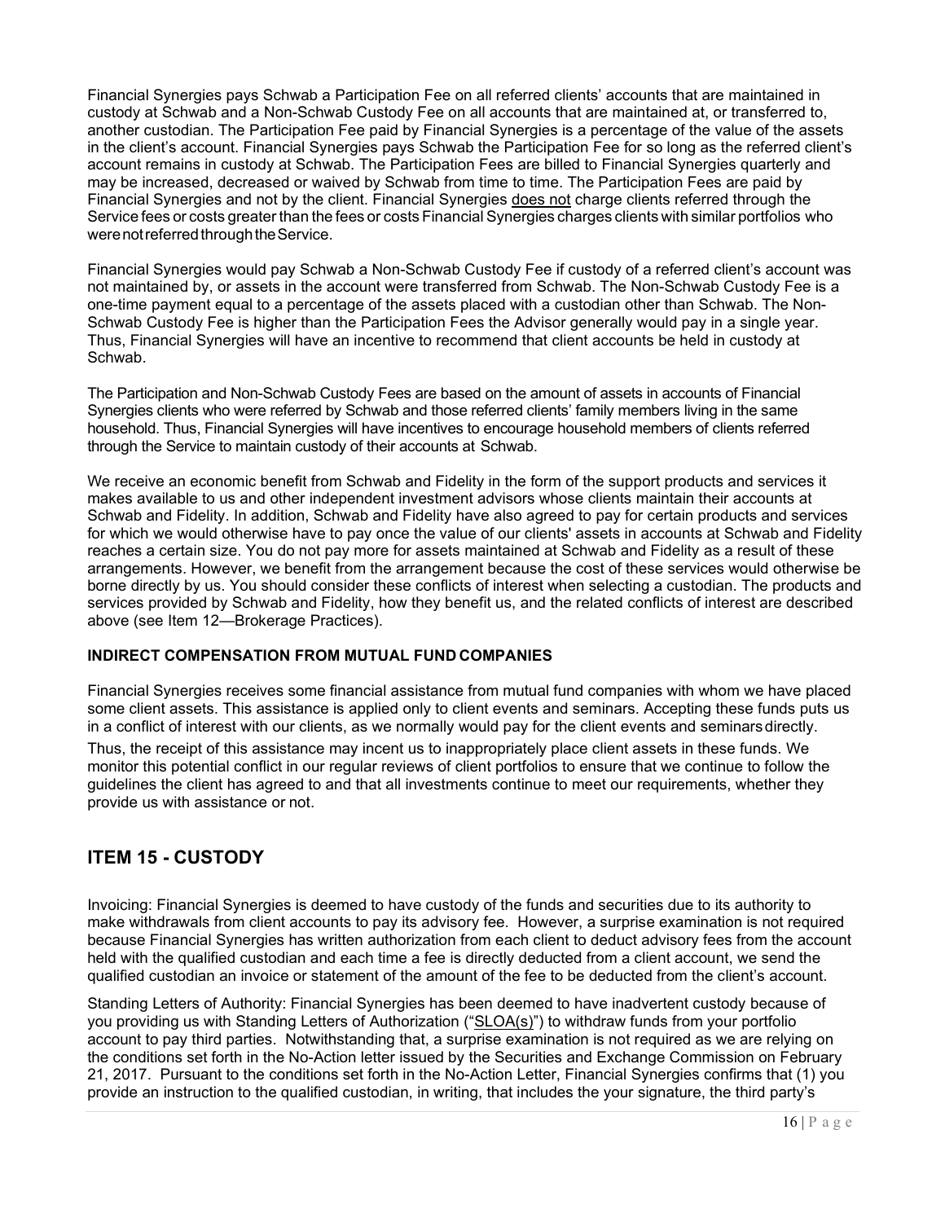Financial Synergies pays Schwab a Participation Fee on all referred clients' accounts that are maintained in custody at Schwab and a Non-Schwab Custody Fee on all accounts that are maintained at, or transferred to, another custodian. The Participation Fee paid by Financial Synergies is a percentage of the value of the assets in the client's account. Financial Synergies pays Schwab the Participation Fee for so long as the referred client's account remains in custody at Schwab. The Participation Fees are billed to Financial Synergies quarterly and may be increased, decreased or waived by Schwab from time to time. The Participation Fees are paid by Financial Synergies and not by the client. Financial Synergies does not charge clients referred through the Service fees or costs greater than the fees or costs Financial Synergies charges clients with similar portfolios who were not referred through the Service.

Financial Synergies would pay Schwab a Non-Schwab Custody Fee if custody of a referred client's account was not maintained by, or assets in the account were transferred from Schwab. The Non-Schwab Custody Fee is a one-time payment equal to a percentage of the assets placed with a custodian other than Schwab. The Non-Schwab Custody Fee is higher than the Participation Fees the Advisor generally would pay in a single year. Thus, Financial Synergies will have an incentive to recommend that client accounts be held in custody at Schwab.

The Participation and Non-Schwab Custody Fees are based on the amount of assets in accounts of Financial Synergies clients who were referred by Schwab and those referred clients' family members living in the same household. Thus, Financial Synergies will have incentives to encourage household members of clients referred through the Service to maintain custody of their accounts at Schwab.

We receive an economic benefit from Schwab and Fidelity in the form of the support products and services it makes available to us and other independent investment advisors whose clients maintain their accounts at Schwab and Fidelity. In addition, Schwab and Fidelity have also agreed to pay for certain products and services for which we would otherwise have to pay once the value of our clients' assets in accounts at Schwab and Fidelity reaches a certain size. You do not pay more for assets maintained at Schwab and Fidelity as a result of these arrangements. However, we benefit from the arrangement because the cost of these services would otherwise be borne directly by us. You should consider these conflicts of interest when selecting a custodian. The products and services provided by Schwab and Fidelity, how they benefit us, and the related conflicts of interest are described above (see Item 12—Brokerage Practices).

**INDIRECT COMPENSATION FROM MUTUAL FUND COMPANIES**

Financial Synergies receives some financial assistance from mutual fund companies with whom we have placed some client assets. This assistance is applied only to client events and seminars. Accepting these funds puts us in a conflict of interest with our clients, as we normally would pay for the client events and seminars directly.

Thus, the receipt of this assistance may incent us to inappropriately place client assets in these funds. We monitor this potential conflict in our regular reviews of client portfolios to ensure that we continue to follow the guidelines the client has agreed to and that all investments continue to meet our requirements, whether they provide us with assistance or not.

## ITEM 15 - CUSTODY

Invoicing: Financial Synergies is deemed to have custody of the funds and securities due to its authority to make withdrawals from client accounts to pay its advisory fee. However, a surprise examination is not required because Financial Synergies has written authorization from each client to deduct advisory fees from the account held with the qualified custodian and each time a fee is directly deducted from a client account, we send the qualified custodian an invoice or statement of the amount of the fee to be deducted from the client's account.

Standing Letters of Authority: Financial Synergies has been deemed to have inadvertent custody because of you providing us with Standing Letters of Authorization ("SLOA(s)") to withdraw funds from your portfolio account to pay third parties. Notwithstanding that, a surprise examination is not required as we are relying on the conditions set forth in the No-Action letter issued by the Securities and Exchange Commission on February 21, 2017. Pursuant to the conditions set forth in the No-Action Letter, Financial Synergies confirms that (1) you provide an instruction to the qualified custodian, in writing, that includes the your signature, the third party's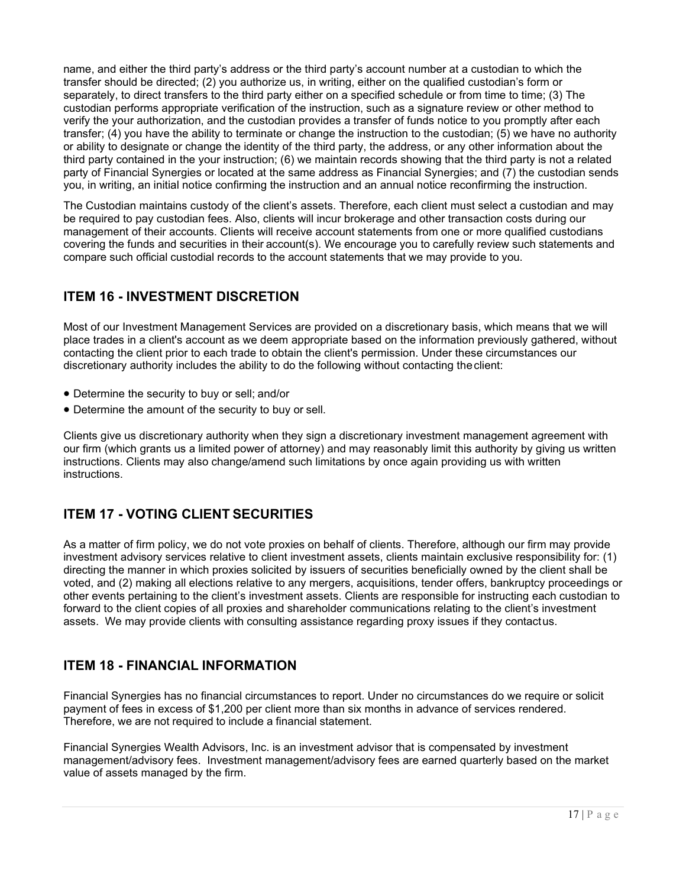name, and either the third party's address or the third party's account number at a custodian to which the transfer should be directed; (2) you authorize us, in writing, either on the qualified custodian's form or separately, to direct transfers to the third party either on a specified schedule or from time to time; (3) The custodian performs appropriate verification of the instruction, such as a signature review or other method to verify the your authorization, and the custodian provides a transfer of funds notice to you promptly after each transfer; (4) you have the ability to terminate or change the instruction to the custodian; (5) we have no authority or ability to designate or change the identity of the third party, the address, or any other information about the third party contained in the your instruction; (6) we maintain records showing that the third party is not a related party of Financial Synergies or located at the same address as Financial Synergies; and (7) the custodian sends you, in writing, an initial notice confirming the instruction and an annual notice reconfirming the instruction.

The Custodian maintains custody of the client's assets. Therefore, each client must select a custodian and may be required to pay custodian fees. Also, clients will incur brokerage and other transaction costs during our management of their accounts. Clients will receive account statements from one or more qualified custodians covering the funds and securities in their account(s). We encourage you to carefully review such statements and compare such official custodial records to the account statements that we may provide to you.

## ITEM 16 - INVESTMENT DISCRETION

Most of our Investment Management Services are provided on a discretionary basis, which means that we will place trades in a client's account as we deem appropriate based on the information previously gathered, without contacting the client prior to each trade to obtain the client's permission. Under these circumstances our discretionary authority includes the ability to do the following without contacting the client:

- Determine the security to buy or sell; and/or
- Determine the amount of the security to buy or sell.

Clients give us discretionary authority when they sign a discretionary investment management agreement with our firm (which grants us a limited power of attorney) and may reasonably limit this authority by giving us written instructions. Clients may also change/amend such limitations by once again providing us with written instructions.

## ITEM 17 - VOTING CLIENT SECURITIES

As a matter of firm policy, we do not vote proxies on behalf of clients. Therefore, although our firm may provide investment advisory services relative to client investment assets, clients maintain exclusive responsibility for: (1) directing the manner in which proxies solicited by issuers of securities beneficially owned by the client shall be voted, and (2) making all elections relative to any mergers, acquisitions, tender offers, bankruptcy proceedings or other events pertaining to the client's investment assets. Clients are responsible for instructing each custodian to forward to the client copies of all proxies and shareholder communications relating to the client's investment assets. We may provide clients with consulting assistance regarding proxy issues if they contact us.

## ITEM 18 - FINANCIAL INFORMATION

Financial Synergies has no financial circumstances to report. Under no circumstances do we require or solicit payment of fees in excess of $1,200 per client more than six months in advance of services rendered. Therefore, we are not required to include a financial statement.

Financial Synergies Wealth Advisors, Inc. is an investment advisor that is compensated by investment management/advisory fees. Investment management/advisory fees are earned quarterly based on the market value of assets managed by the firm.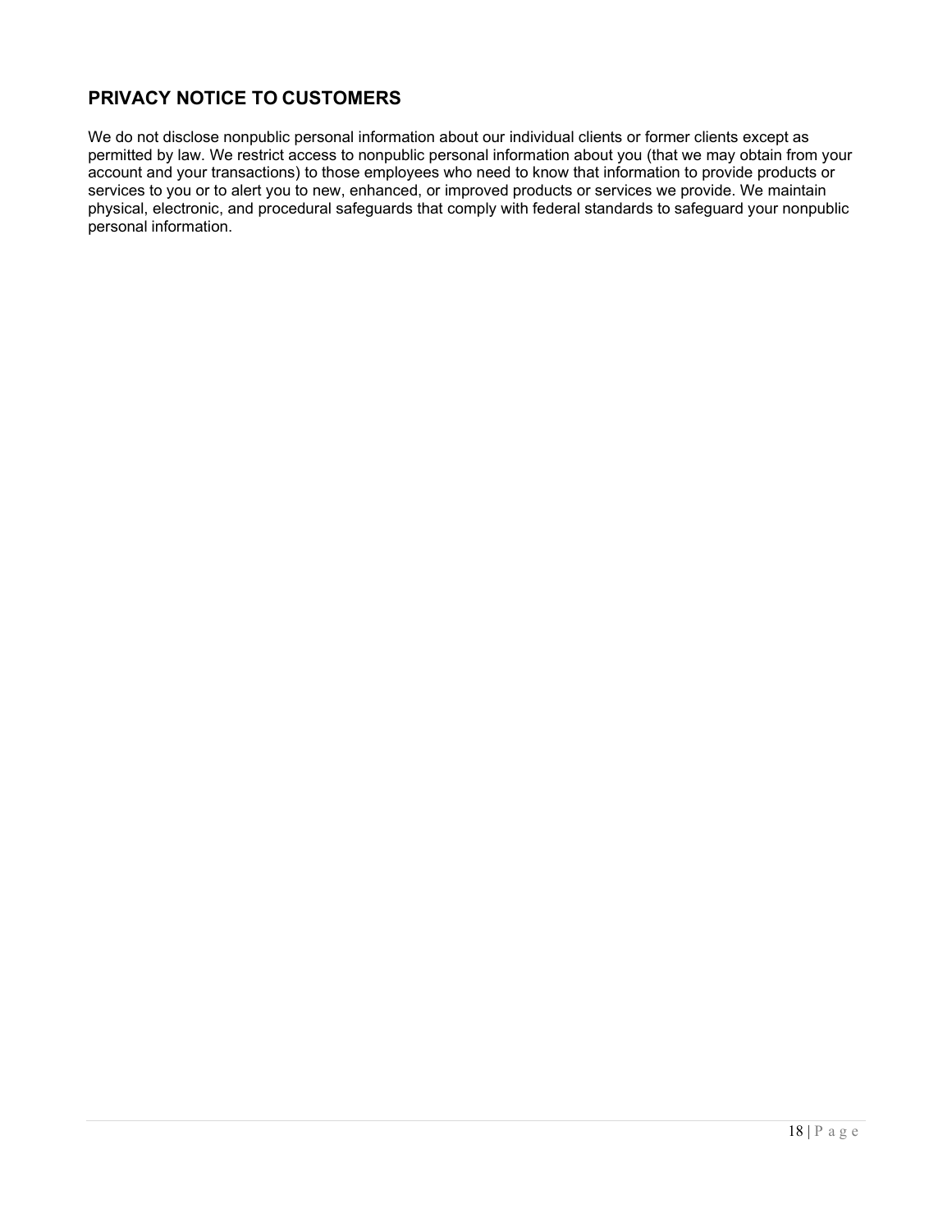## PRIVACY NOTICE TO CUSTOMERS

We do not disclose nonpublic personal information about our individual clients or former clients except as permitted by law. We restrict access to nonpublic personal information about you (that we may obtain from your account and your transactions) to those employees who need to know that information to provide products or services to you or to alert you to new, enhanced, or improved products or services we provide. We maintain physical, electronic, and procedural safeguards that comply with federal standards to safeguard your nonpublic personal information.